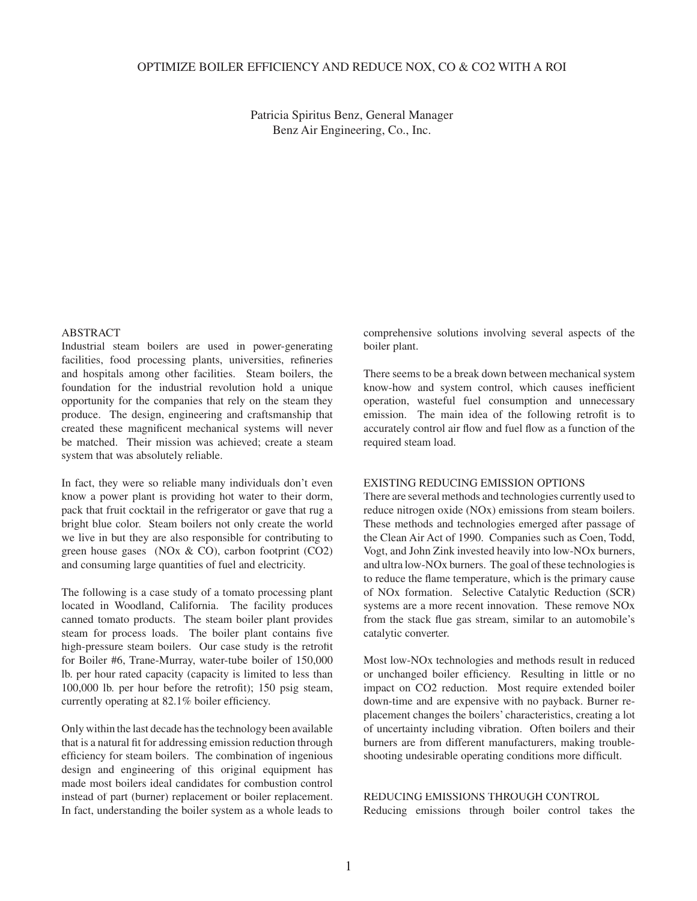# OPTIMIZE BOILER EFFICIENCY AND REDUCE NOX, CO & CO2 WITH A ROI

Patricia Spiritus Benz, General Manager
Benz Air Engineering, Co., Inc.

## ABSTRACT

Industrial steam boilers are used in power-generating facilities, food processing plants, universities, refineries and hospitals among other facilities. Steam boilers, the foundation for the industrial revolution hold a unique opportunity for the companies that rely on the steam they produce. The design, engineering and craftsmanship that created these magnificent mechanical systems will never be matched. Their mission was achieved; create a steam system that was absolutely reliable.

In fact, they were so reliable many individuals don't even know a power plant is providing hot water to their dorm, pack that fruit cocktail in the refrigerator or gave that rug a bright blue color. Steam boilers not only create the world we live in but they are also responsible for contributing to green house gases (NOx & CO), carbon footprint (CO2) and consuming large quantities of fuel and electricity.

The following is a case study of a tomato processing plant located in Woodland, California. The facility produces canned tomato products. The steam boiler plant provides steam for process loads. The boiler plant contains five high-pressure steam boilers. Our case study is the retrofit for Boiler #6, Trane-Murray, water-tube boiler of 150,000 lb. per hour rated capacity (capacity is limited to less than 100,000 lb. per hour before the retrofit); 150 psig steam, currently operating at 82.1% boiler efficiency.

Only within the last decade has the technology been available that is a natural fit for addressing emission reduction through efficiency for steam boilers. The combination of ingenious design and engineering of this original equipment has made most boilers ideal candidates for combustion control instead of part (burner) replacement or boiler replacement. In fact, understanding the boiler system as a whole leads to comprehensive solutions involving several aspects of the boiler plant.

There seems to be a break down between mechanical system know-how and system control, which causes inefficient operation, wasteful fuel consumption and unnecessary emission. The main idea of the following retrofit is to accurately control air flow and fuel flow as a function of the required steam load.

## EXISTING REDUCING EMISSION OPTIONS

There are several methods and technologies currently used to reduce nitrogen oxide (NOx) emissions from steam boilers. These methods and technologies emerged after passage of the Clean Air Act of 1990. Companies such as Coen, Todd, Vogt, and John Zink invested heavily into low-NOx burners, and ultra low-NOx burners. The goal of these technologies is to reduce the flame temperature, which is the primary cause of NOx formation. Selective Catalytic Reduction (SCR) systems are a more recent innovation. These remove NOx from the stack flue gas stream, similar to an automobile's catalytic converter.

Most low-NOx technologies and methods result in reduced or unchanged boiler efficiency. Resulting in little or no impact on CO2 reduction. Most require extended boiler down-time and are expensive with no payback. Burner replacement changes the boilers' characteristics, creating a lot of uncertainty including vibration. Often boilers and their burners are from different manufacturers, making trouble-shooting undesirable operating conditions more difficult.

## REDUCING EMISSIONS THROUGH CONTROL

Reducing emissions through boiler control takes the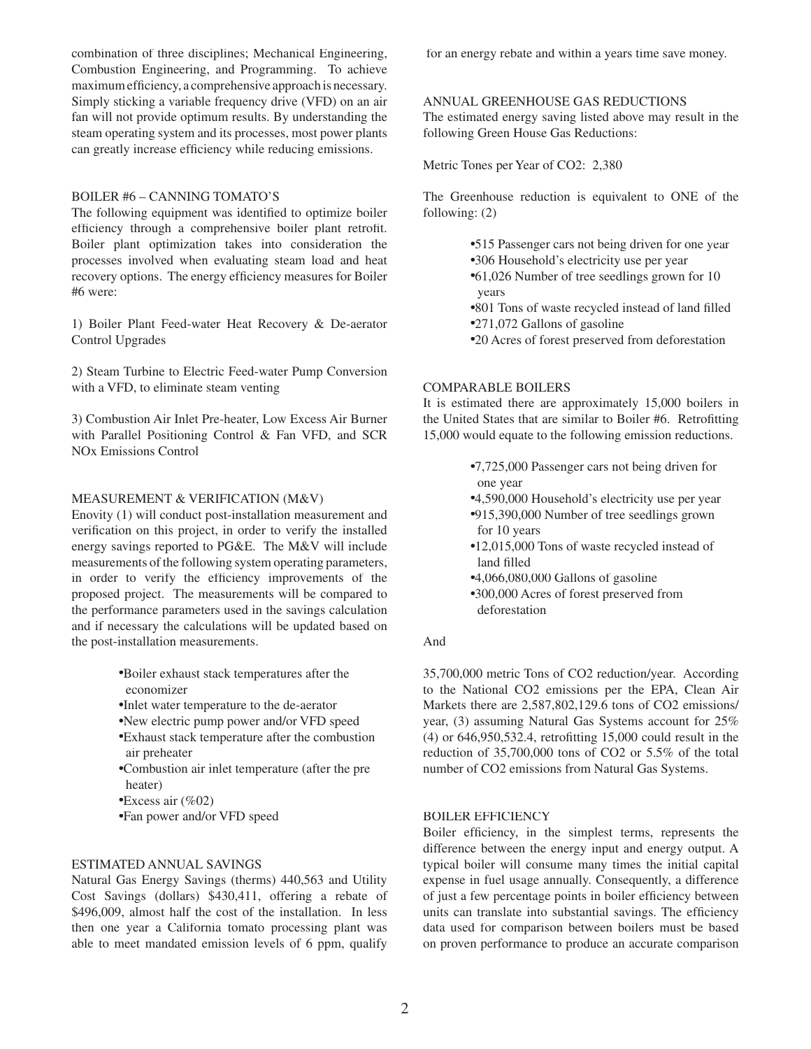combination of three disciplines; Mechanical Engineering, Combustion Engineering, and Programming. To achieve maximum efficiency, a comprehensive approach is necessary. Simply sticking a variable frequency drive (VFD) on an air fan will not provide optimum results. By understanding the steam operating system and its processes, most power plants can greatly increase efficiency while reducing emissions.

## BOILER #6 – CANNING TOMATO'S

The following equipment was identified to optimize boiler efficiency through a comprehensive boiler plant retrofit. Boiler plant optimization takes into consideration the processes involved when evaluating steam load and heat recovery options. The energy efficiency measures for Boiler #6 were:

1) Boiler Plant Feed-water Heat Recovery & De-aerator Control Upgrades

2) Steam Turbine to Electric Feed-water Pump Conversion with a VFD, to eliminate steam venting

3) Combustion Air Inlet Pre-heater, Low Excess Air Burner with Parallel Positioning Control & Fan VFD, and SCR NOx Emissions Control

## MEASUREMENT & VERIFICATION (M&V)

Enovity (1) will conduct post-installation measurement and verification on this project, in order to verify the installed energy savings reported to PG&E. The M&V will include measurements of the following system operating parameters, in order to verify the efficiency improvements of the proposed project. The measurements will be compared to the performance parameters used in the savings calculation and if necessary the calculations will be updated based on the post-installation measurements.

- Boiler exhaust stack temperatures after the economizer
- Inlet water temperature to the de-aerator
- New electric pump power and/or VFD speed
- Exhaust stack temperature after the combustion air preheater
- Combustion air inlet temperature (after the pre heater)
- Excess air (%02)
- Fan power and/or VFD speed

## ESTIMATED ANNUAL SAVINGS

Natural Gas Energy Savings (therms) 440,563 and Utility Cost Savings (dollars) $430,411, offering a rebate of $496,009, almost half the cost of the installation. In less then one year a California tomato processing plant was able to meet mandated emission levels of 6 ppm, qualify for an energy rebate and within a years time save money.

## ANNUAL GREENHOUSE GAS REDUCTIONS

The estimated energy saving listed above may result in the following Green House Gas Reductions:

Metric Tones per Year of CO2: 2,380

The Greenhouse reduction is equivalent to ONE of the following: (2)

- 515 Passenger cars not being driven for one year
- 306 Household's electricity use per year
- 61,026 Number of tree seedlings grown for 10 years
- 801 Tons of waste recycled instead of land filled
- 271,072 Gallons of gasoline
- 20 Acres of forest preserved from deforestation

## COMPARABLE BOILERS

It is estimated there are approximately 15,000 boilers in the United States that are similar to Boiler #6. Retrofitting 15,000 would equate to the following emission reductions.

- 7,725,000 Passenger cars not being driven for one year
- 4,590,000 Household's electricity use per year
- 915,390,000 Number of tree seedlings grown for 10 years
- 12,015,000 Tons of waste recycled instead of land filled
- 4,066,080,000 Gallons of gasoline
- 300,000 Acres of forest preserved from deforestation

And

35,700,000 metric Tons of CO2 reduction/year. According to the National CO2 emissions per the EPA, Clean Air Markets there are 2,587,802,129.6 tons of CO2 emissions/year, (3) assuming Natural Gas Systems account for 25% (4) or 646,950,532.4, retrofitting 15,000 could result in the reduction of 35,700,000 tons of CO2 or 5.5% of the total number of CO2 emissions from Natural Gas Systems.

## BOILER EFFICIENCY

Boiler efficiency, in the simplest terms, represents the difference between the energy input and energy output. A typical boiler will consume many times the initial capital expense in fuel usage annually. Consequently, a difference of just a few percentage points in boiler efficiency between units can translate into substantial savings. The efficiency data used for comparison between boilers must be based on proven performance to produce an accurate comparison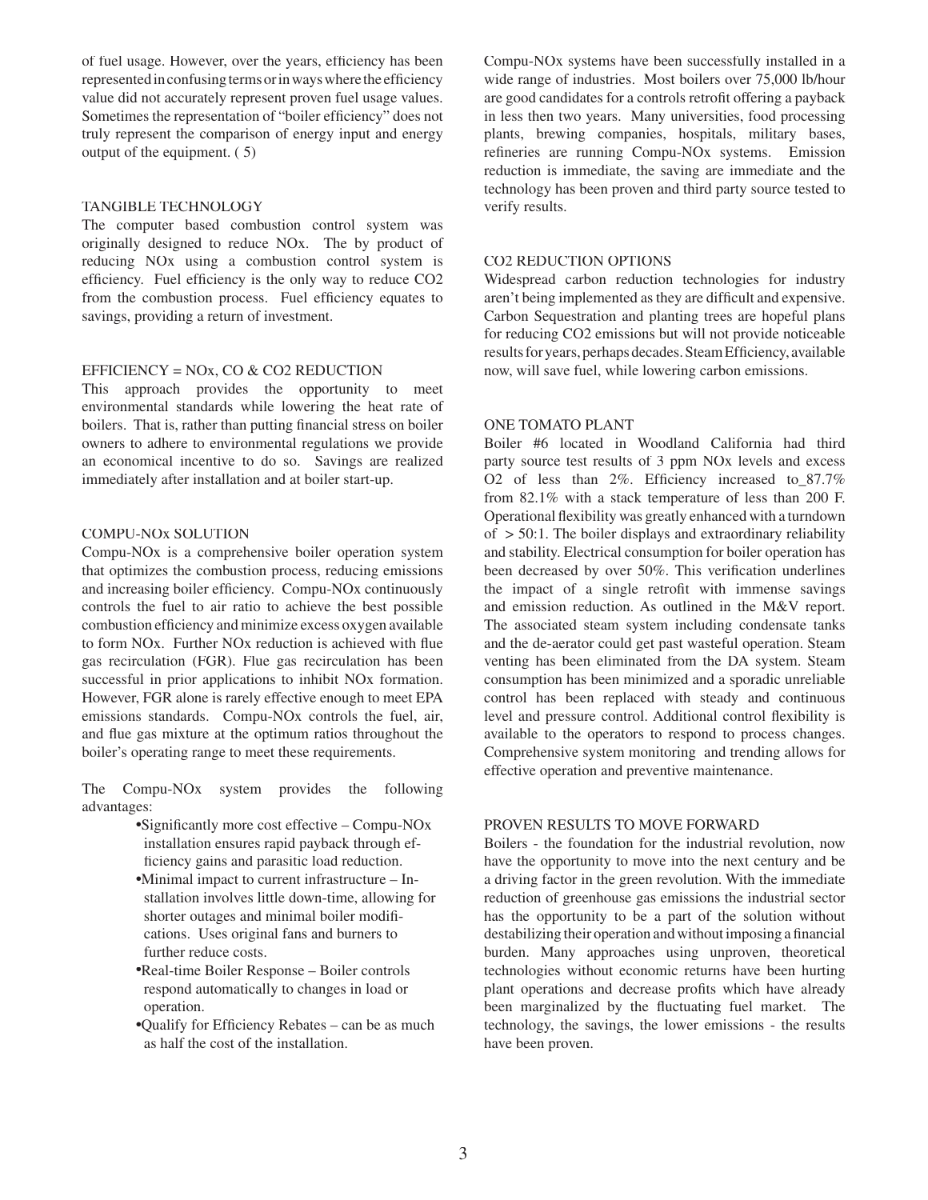of fuel usage. However, over the years, efficiency has been represented in confusing terms or in ways where the efficiency value did not accurately represent proven fuel usage values. Sometimes the representation of "boiler efficiency" does not truly represent the comparison of energy input and energy output of the equipment. ( 5)

## TANGIBLE TECHNOLOGY

The computer based combustion control system was originally designed to reduce NOx. The by product of reducing NOx using a combustion control system is efficiency. Fuel efficiency is the only way to reduce $CO_2$ from the combustion process. Fuel efficiency equates to savings, providing a return of investment.

## EFFICIENCY = NOx, CO & $CO_2$ REDUCTION

This approach provides the opportunity to meet environmental standards while lowering the heat rate of boilers. That is, rather than putting financial stress on boiler owners to adhere to environmental regulations we provide an economical incentive to do so. Savings are realized immediately after installation and at boiler start-up.

## COMPU-NOx SOLUTION

Compu-NOx is a comprehensive boiler operation system that optimizes the combustion process, reducing emissions and increasing boiler efficiency. Compu-NOx continuously controls the fuel to air ratio to achieve the best possible combustion efficiency and minimize excess oxygen available to form NOx. Further NOx reduction is achieved with flue gas recirculation (FGR). Flue gas recirculation has been successful in prior applications to inhibit NOx formation. However, FGR alone is rarely effective enough to meet EPA emissions standards. Compu-NOx controls the fuel, air, and flue gas mixture at the optimum ratios throughout the boiler's operating range to meet these requirements.

The Compu-NOx system provides the following advantages:

- Significantly more cost effective – Compu-NOx installation ensures rapid payback through efficiency gains and parasitic load reduction.
- Minimal impact to current infrastructure – Installation involves little down-time, allowing for shorter outages and minimal boiler modifications. Uses original fans and burners to further reduce costs.
- Real-time Boiler Response – Boiler controls respond automatically to changes in load or operation.
- Qualify for Efficiency Rebates – can be as much as half the cost of the installation.

Compu-NOx systems have been successfully installed in a wide range of industries. Most boilers over 75,000 lb/hour are good candidates for a controls retrofit offering a payback in less then two years. Many universities, food processing plants, brewing companies, hospitals, military bases, refineries are running Compu-NOx systems. Emission reduction is immediate, the saving are immediate and the technology has been proven and third party source tested to verify results.

## $CO_2$ REDUCTION OPTIONS

Widespread carbon reduction technologies for industry aren't being implemented as they are difficult and expensive. Carbon Sequestration and planting trees are hopeful plans for reducing $CO_2$ emissions but will not provide noticeable results for years, perhaps decades. Steam Efficiency, available now, will save fuel, while lowering carbon emissions.

## ONE TOMATO PLANT

Boiler #6 located in Woodland California had third party source test results of 3 ppm NOx levels and excess $O_2$ of less than 2%. Efficiency increased to_87.7% from 82.1% with a stack temperature of less than 200 F. Operational flexibility was greatly enhanced with a turndown of > 50:1. The boiler displays and extraordinary reliability and stability. Electrical consumption for boiler operation has been decreased by over 50%. This verification underlines the impact of a single retrofit with immense savings and emission reduction. As outlined in the M&V report. The associated steam system including condensate tanks and the de-aerator could get past wasteful operation. Steam venting has been eliminated from the DA system. Steam consumption has been minimized and a sporadic unreliable control has been replaced with steady and continuous level and pressure control. Additional control flexibility is available to the operators to respond to process changes. Comprehensive system monitoring and trending allows for effective operation and preventive maintenance.

## PROVEN RESULTS TO MOVE FORWARD

Boilers - the foundation for the industrial revolution, now have the opportunity to move into the next century and be a driving factor in the green revolution. With the immediate reduction of greenhouse gas emissions the industrial sector has the opportunity to be a part of the solution without destabilizing their operation and without imposing a financial burden. Many approaches using unproven, theoretical technologies without economic returns have been hurting plant operations and decrease profits which have already been marginalized by the fluctuating fuel market. The technology, the savings, the lower emissions - the results have been proven.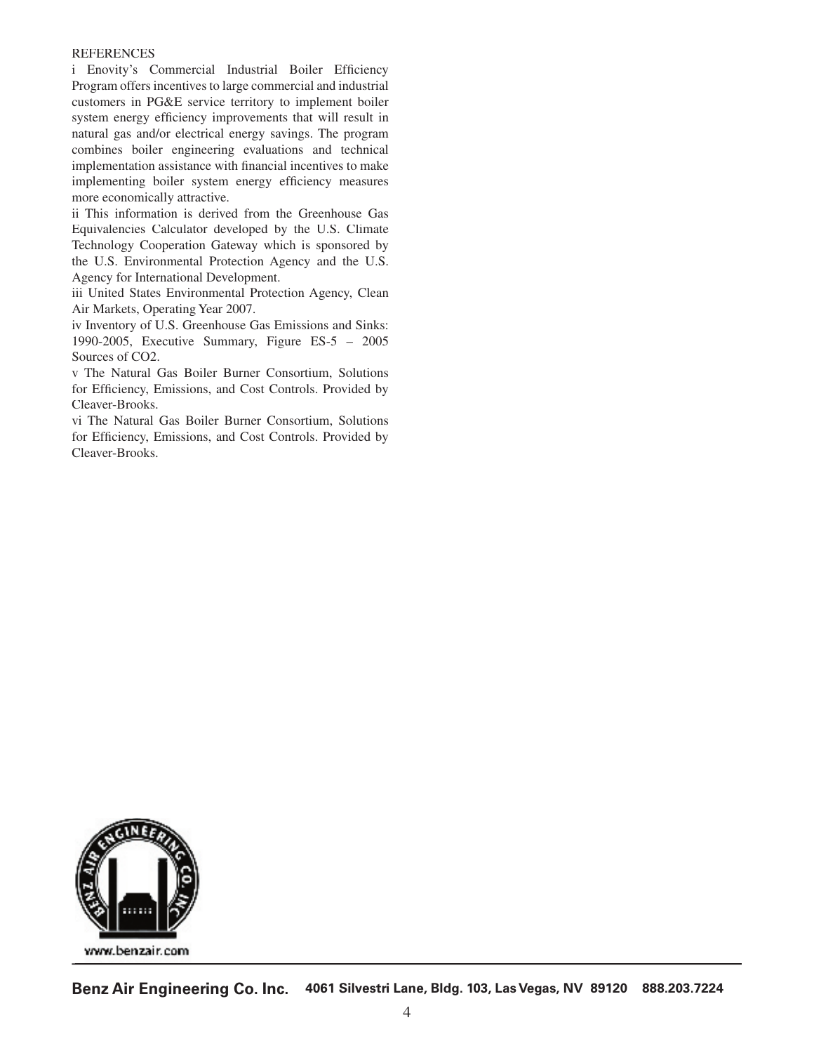REFERENCES

i Enovity's Commercial Industrial Boiler Efficiency Program offers incentives to large commercial and industrial customers in PG&E service territory to implement boiler system energy efficiency improvements that will result in natural gas and/or electrical energy savings. The program combines boiler engineering evaluations and technical implementation assistance with financial incentives to make implementing boiler system energy efficiency measures more economically attractive.

ii This information is derived from the Greenhouse Gas Equivalencies Calculator developed by the U.S. Climate Technology Cooperation Gateway which is sponsored by the U.S. Environmental Protection Agency and the U.S. Agency for International Development.

iii United States Environmental Protection Agency, Clean Air Markets, Operating Year 2007.

iv Inventory of U.S. Greenhouse Gas Emissions and Sinks: 1990-2005, Executive Summary, Figure ES-5 – 2005 Sources of CO2.

v The Natural Gas Boiler Burner Consortium, Solutions for Efficiency, Emissions, and Cost Controls. Provided by Cleaver-Brooks.

vi The Natural Gas Boiler Burner Consortium, Solutions for Efficiency, Emissions, and Cost Controls. Provided by Cleaver-Brooks.

BENZ AIR ENGINEERING CO. INC

www.benzair.com

**Benz Air Engineering Co. Inc.** **4061 Silvestri Lane, Bldg. 103, Las Vegas, NV 89120 888.203.7224**